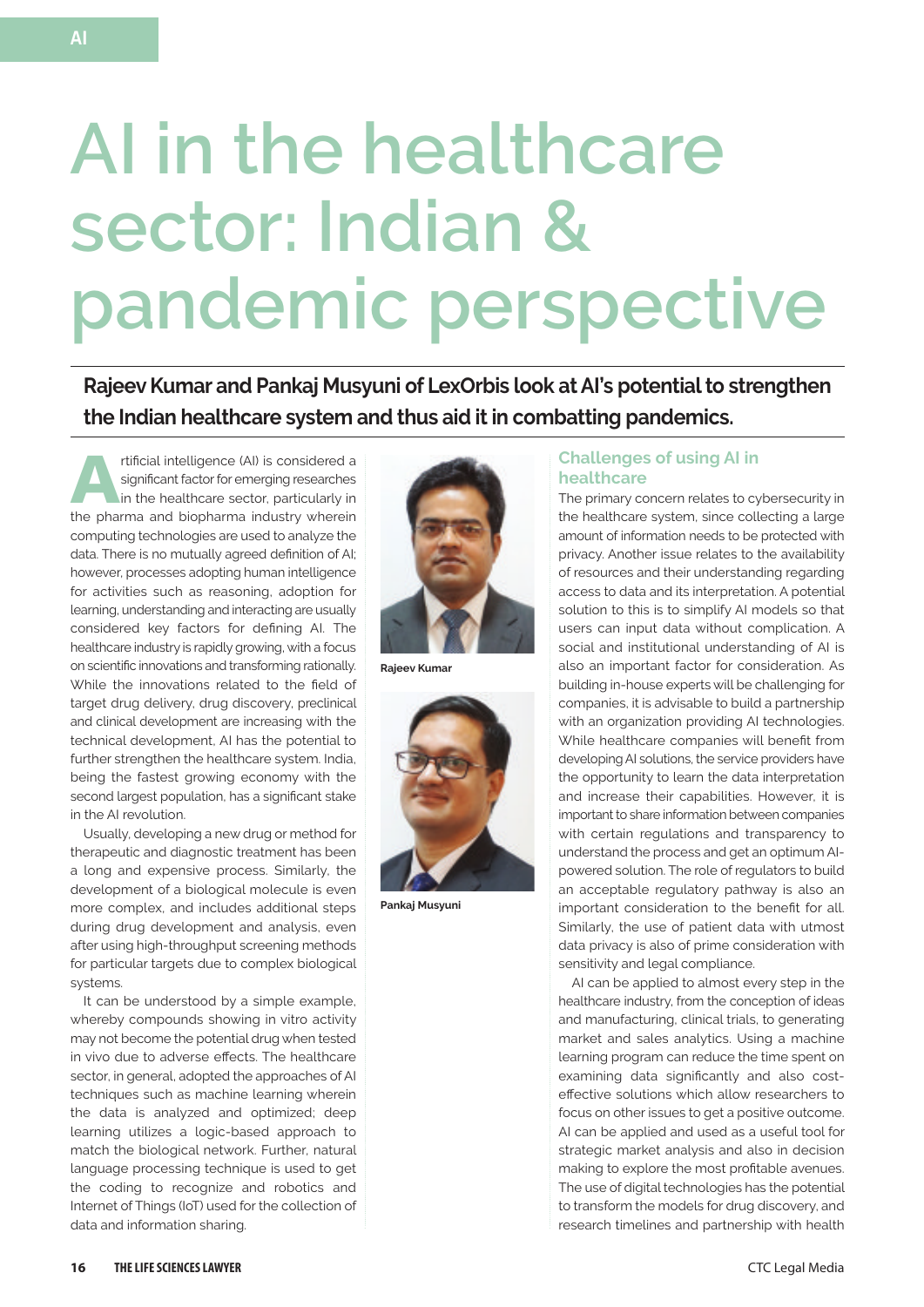# AI in the healthcare sector: Indian & pandemic perspective

**Rajeev Kumar and Pankaj Musyuni of LexOrbis look at AI's potential to strengthen the Indian healthcare system and thus aid it in combatting pandemics.**

Artificial intelligence (AI) is considered a significant factor for emerging researches in the healthcare sector, particularly in the pharma and biopharma industry wherein computing technologies are used to analyze the data. There is no mutually agreed definition of AI; however, processes adopting human intelligence for activities such as reasoning, adoption for learning, understanding and interacting are usually considered key factors for defining AI. The healthcare industry is rapidly growing, with a focus on scientific innovations and transforming rationally. While the innovations related to the field of target drug delivery, drug discovery, preclinical and clinical development are increasing with the technical development, AI has the potential to further strengthen the healthcare system. India, being the fastest growing economy with the second largest population, has a significant stake in the AI revolution.

Usually, developing a new drug or method for therapeutic and diagnostic treatment has been a long and expensive process. Similarly, the development of a biological molecule is even more complex, and includes additional steps during drug development and analysis, even after using high-throughput screening methods for particular targets due to complex biological systems.

It can be understood by a simple example, whereby compounds showing in vitro activity may not become the potential drug when tested in vivo due to adverse effects. The healthcare sector, in general, adopted the approaches of AI techniques such as machine learning wherein the data is analyzed and optimized; deep learning utilizes a logic-based approach to match the biological network. Further, natural language processing technique is used to get the coding to recognize and robotics and Internet of Things (IoT) used for the collection of data and information sharing.

Rajeev Kumar

Pankaj Musyuni

## Challenges of using AI in healthcare

The primary concern relates to cybersecurity in the healthcare system, since collecting a large amount of information needs to be protected with privacy. Another issue relates to the availability of resources and their understanding regarding access to data and its interpretation. A potential solution to this is to simplify AI models so that users can input data without complication. A social and institutional understanding of AI is also an important factor for consideration. As building in-house experts will be challenging for companies, it is advisable to build a partnership with an organization providing AI technologies. While healthcare companies will benefit from developing AI solutions, the service providers have the opportunity to learn the data interpretation and increase their capabilities. However, it is important to share information between companies with certain regulations and transparency to understand the process and get an optimum AI-powered solution. The role of regulators to build an acceptable regulatory pathway is also an important consideration to the benefit for all. Similarly, the use of patient data with utmost data privacy is also of prime consideration with sensitivity and legal compliance.

AI can be applied to almost every step in the healthcare industry, from the conception of ideas and manufacturing, clinical trials, to generating market and sales analytics. Using a machine learning program can reduce the time spent on examining data significantly and also cost-effective solutions which allow researchers to focus on other issues to get a positive outcome. AI can be applied and used as a useful tool for strategic market analysis and also in decision making to explore the most profitable avenues. The use of digital technologies has the potential to transform the models for drug discovery, and research timelines and partnership with health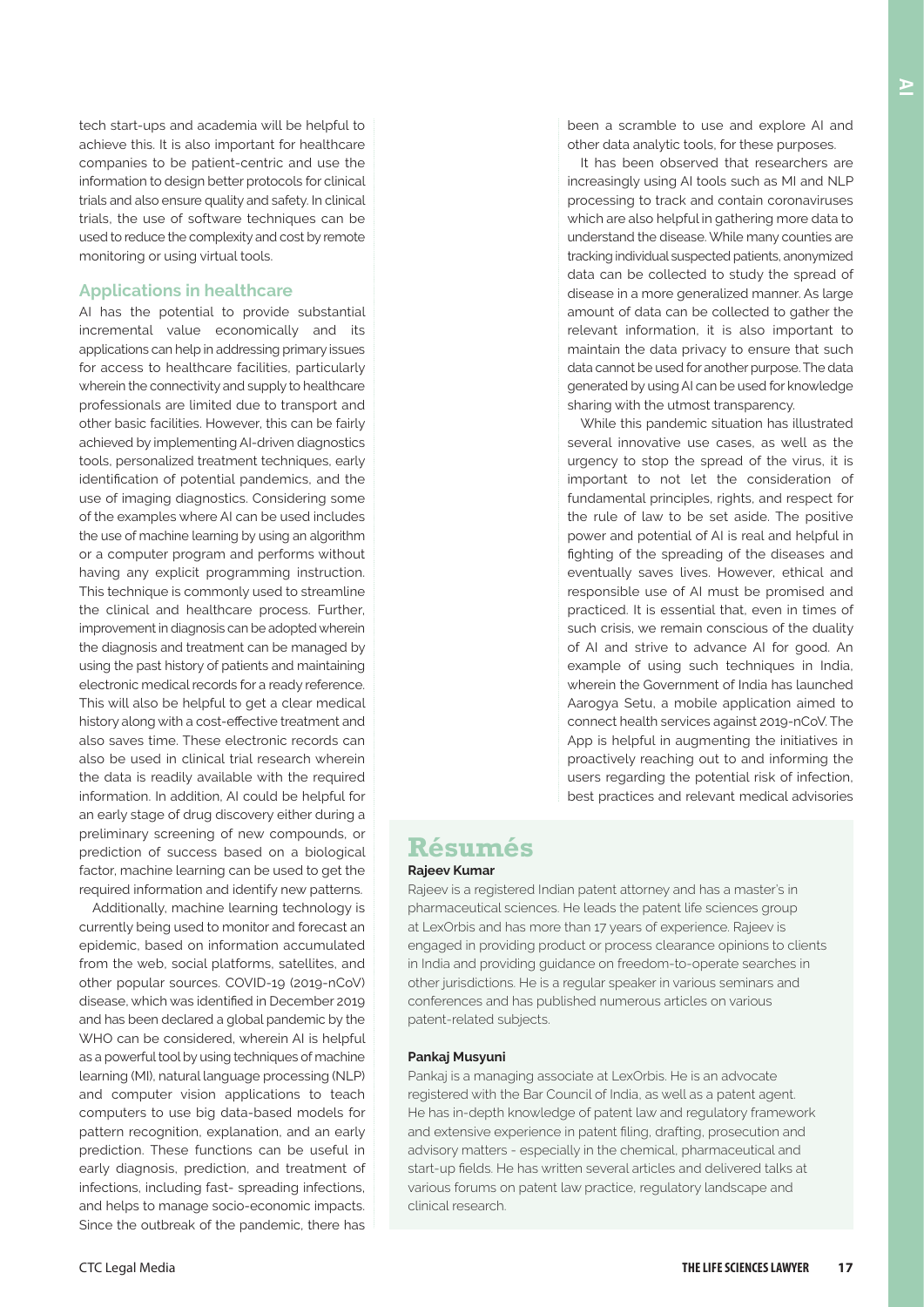tech start-ups and academia will be helpful to achieve this. It is also important for healthcare companies to be patient-centric and use the information to design better protocols for clinical trials and also ensure quality and safety. In clinical trials, the use of software techniques can be used to reduce the complexity and cost by remote monitoring or using virtual tools.

## Applications in healthcare

AI has the potential to provide substantial incremental value economically and its applications can help in addressing primary issues for access to healthcare facilities, particularly wherein the connectivity and supply to healthcare professionals are limited due to transport and other basic facilities. However, this can be fairly achieved by implementing AI-driven diagnostics tools, personalized treatment techniques, early identification of potential pandemics, and the use of imaging diagnostics. Considering some of the examples where AI can be used includes the use of machine learning by using an algorithm or a computer program and performs without having any explicit programming instruction. This technique is commonly used to streamline the clinical and healthcare process. Further, improvement in diagnosis can be adopted wherein the diagnosis and treatment can be managed by using the past history of patients and maintaining electronic medical records for a ready reference. This will also be helpful to get a clear medical history along with a cost-effective treatment and also saves time. These electronic records can also be used in clinical trial research wherein the data is readily available with the required information. In addition, AI could be helpful for an early stage of drug discovery either during a preliminary screening of new compounds, or prediction of success based on a biological factor, machine learning can be used to get the required information and identify new patterns.

Additionally, machine learning technology is currently being used to monitor and forecast an epidemic, based on information accumulated from the web, social platforms, satellites, and other popular sources. COVID-19 (2019-nCoV) disease, which was identified in December 2019 and has been declared a global pandemic by the WHO can be considered, wherein AI is helpful as a powerful tool by using techniques of machine learning (Ml), natural language processing (NLP) and computer vision applications to teach computers to use big data-based models for pattern recognition, explanation, and an early prediction. These functions can be useful in early diagnosis, prediction, and treatment of infections, including fast- spreading infections, and helps to manage socio-economic impacts. Since the outbreak of the pandemic, there has been a scramble to use and explore AI and other data analytic tools, for these purposes.

It has been observed that researchers are increasingly using AI tools such as Ml and NLP processing to track and contain coronaviruses which are also helpful in gathering more data to understand the disease. While many counties are tracking individual suspected patients, anonymized data can be collected to study the spread of disease in a more generalized manner. As large amount of data can be collected to gather the relevant information, it is also important to maintain the data privacy to ensure that such data cannot be used for another purpose. The data generated by using AI can be used for knowledge sharing with the utmost transparency.

While this pandemic situation has illustrated several innovative use cases, as well as the urgency to stop the spread of the virus, it is important to not let the consideration of fundamental principles, rights, and respect for the rule of law to be set aside. The positive power and potential of AI is real and helpful in fighting of the spreading of the diseases and eventually saves lives. However, ethical and responsible use of AI must be promised and practiced. It is essential that, even in times of such crisis, we remain conscious of the duality of AI and strive to advance AI for good. An example of using such techniques in India, wherein the Government of India has launched Aarogya Setu, a mobile application aimed to connect health services against 2019-nCoV. The App is helpful in augmenting the initiatives in proactively reaching out to and informing the users regarding the potential risk of infection, best practices and relevant medical advisories

## Résumés

**Rajeev Kumar**

Rajeev is a registered Indian patent attorney and has a master's in pharmaceutical sciences. He leads the patent life sciences group at LexOrbis and has more than 17 years of experience. Rajeev is engaged in providing product or process clearance opinions to clients in India and providing guidance on freedom-to-operate searches in other jurisdictions. He is a regular speaker in various seminars and conferences and has published numerous articles on various patent-related subjects.

**Pankaj Musyuni**

Pankaj is a managing associate at LexOrbis. He is an advocate registered with the Bar Council of India, as well as a patent agent. He has in-depth knowledge of patent law and regulatory framework and extensive experience in patent filing, drafting, prosecution and advisory matters - especially in the chemical, pharmaceutical and start-up fields. He has written several articles and delivered talks at various forums on patent law practice, regulatory landscape and clinical research.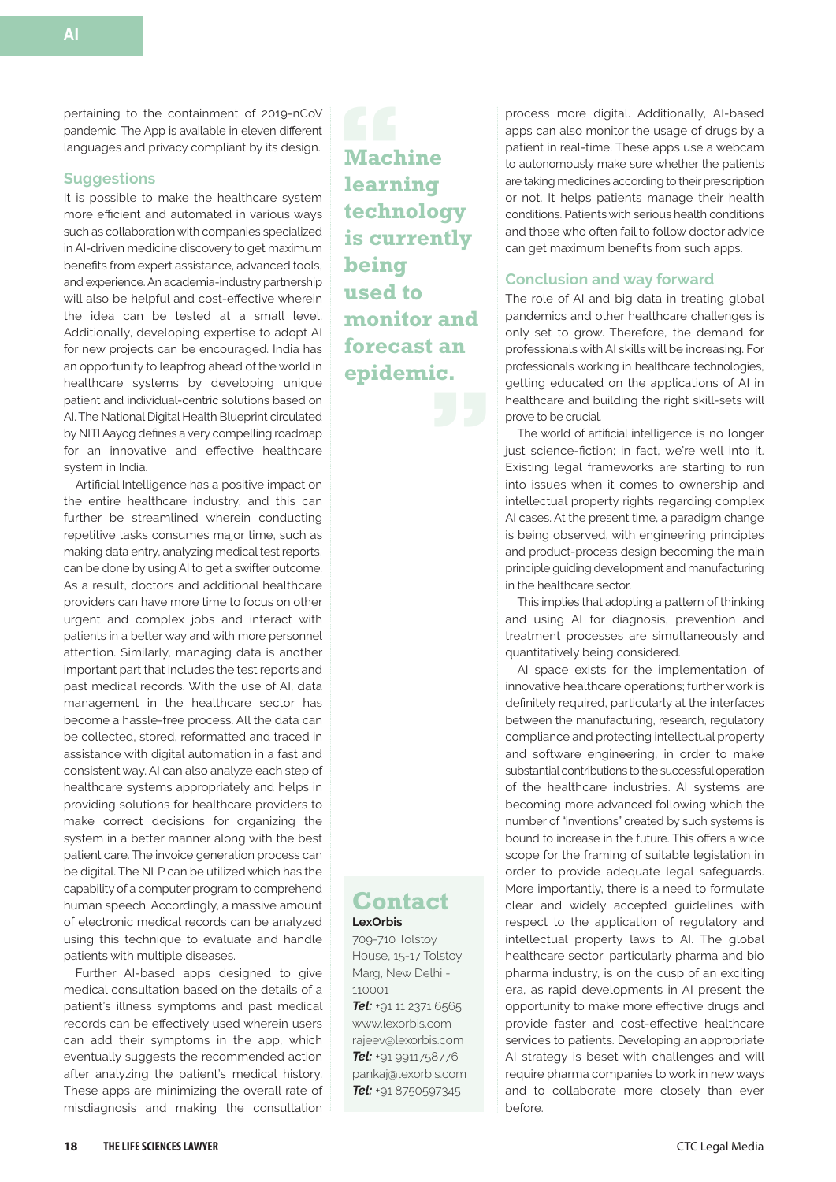pertaining to the containment of 2019-nCoV pandemic. The App is available in eleven different languages and privacy compliant by its design.

## Suggestions

It is possible to make the healthcare system more efficient and automated in various ways such as collaboration with companies specialized in AI-driven medicine discovery to get maximum benefits from expert assistance, advanced tools, and experience. An academia-industry partnership will also be helpful and cost-effective wherein the idea can be tested at a small level. Additionally, developing expertise to adopt AI for new projects can be encouraged. India has an opportunity to leapfrog ahead of the world in healthcare systems by developing unique patient and individual-centric solutions based on AI. The National Digital Health Blueprint circulated by NITI Aayog defines a very compelling roadmap for an innovative and effective healthcare system in India.

Artificial Intelligence has a positive impact on the entire healthcare industry, and this can further be streamlined wherein conducting repetitive tasks consumes major time, such as making data entry, analyzing medical test reports, can be done by using AI to get a swifter outcome. As a result, doctors and additional healthcare providers can have more time to focus on other urgent and complex jobs and interact with patients in a better way and with more personnel attention. Similarly, managing data is another important part that includes the test reports and past medical records. With the use of AI, data management in the healthcare sector has become a hassle-free process. All the data can be collected, stored, reformatted and traced in assistance with digital automation in a fast and consistent way. AI can also analyze each step of healthcare systems appropriately and helps in providing solutions for healthcare providers to make correct decisions for organizing the system in a better manner along with the best patient care. The invoice generation process can be digital. The NLP can be utilized which has the capability of a computer program to comprehend human speech. Accordingly, a massive amount of electronic medical records can be analyzed using this technique to evaluate and handle patients with multiple diseases.

Further AI-based apps designed to give medical consultation based on the details of a patient's illness symptoms and past medical records can be effectively used wherein users can add their symptoms in the app, which eventually suggests the recommended action after analyzing the patient's medical history. These apps are minimizing the overall rate of misdiagnosis and making the consultation process more digital. Additionally, AI-based apps can also monitor the usage of drugs by a patient in real-time. These apps use a webcam to autonomously make sure whether the patients are taking medicines according to their prescription or not. It helps patients manage their health conditions. Patients with serious health conditions and those who often fail to follow doctor advice can get maximum benefits from such apps.

> **Machine learning technology is currently being used to monitor and forecast an epidemic.**

## Conclusion and way forward

The role of AI and big data in treating global pandemics and other healthcare challenges is only set to grow. Therefore, the demand for professionals with AI skills will be increasing. For professionals working in healthcare technologies, getting educated on the applications of AI in healthcare and building the right skill-sets will prove to be crucial.

The world of artificial intelligence is no longer just science-fiction; in fact, we're well into it. Existing legal frameworks are starting to run into issues when it comes to ownership and intellectual property rights regarding complex AI cases. At the present time, a paradigm change is being observed, with engineering principles and product-process design becoming the main principle guiding development and manufacturing in the healthcare sector.

This implies that adopting a pattern of thinking and using AI for diagnosis, prevention and treatment processes are simultaneously and quantitatively being considered.

AI space exists for the implementation of innovative healthcare operations; further work is definitely required, particularly at the interfaces between the manufacturing, research, regulatory compliance and protecting intellectual property and software engineering, in order to make substantial contributions to the successful operation of the healthcare industries. AI systems are becoming more advanced following which the number of "inventions" created by such systems is bound to increase in the future. This offers a wide scope for the framing of suitable legislation in order to provide adequate legal safeguards. More importantly, there is a need to formulate clear and widely accepted guidelines with respect to the application of regulatory and intellectual property laws to AI. The global healthcare sector, particularly pharma and bio pharma industry, is on the cusp of an exciting era, as rapid developments in AI present the opportunity to make more effective drugs and provide faster and cost-effective healthcare services to patients. Developing an appropriate AI strategy is beset with challenges and will require pharma companies to work in new ways and to collaborate more closely than ever before.

## Contact

**LexOrbis**
709-710 Tolstoy House, 15-17 Tolstoy Marg, New Delhi - 110001
***Tel:*** +91 11 2371 6565
www.lexorbis.com
rajeev@lexorbis.com
***Tel:*** +91 9911758776
pankaj@lexorbis.com
***Tel:*** +91 8750597345